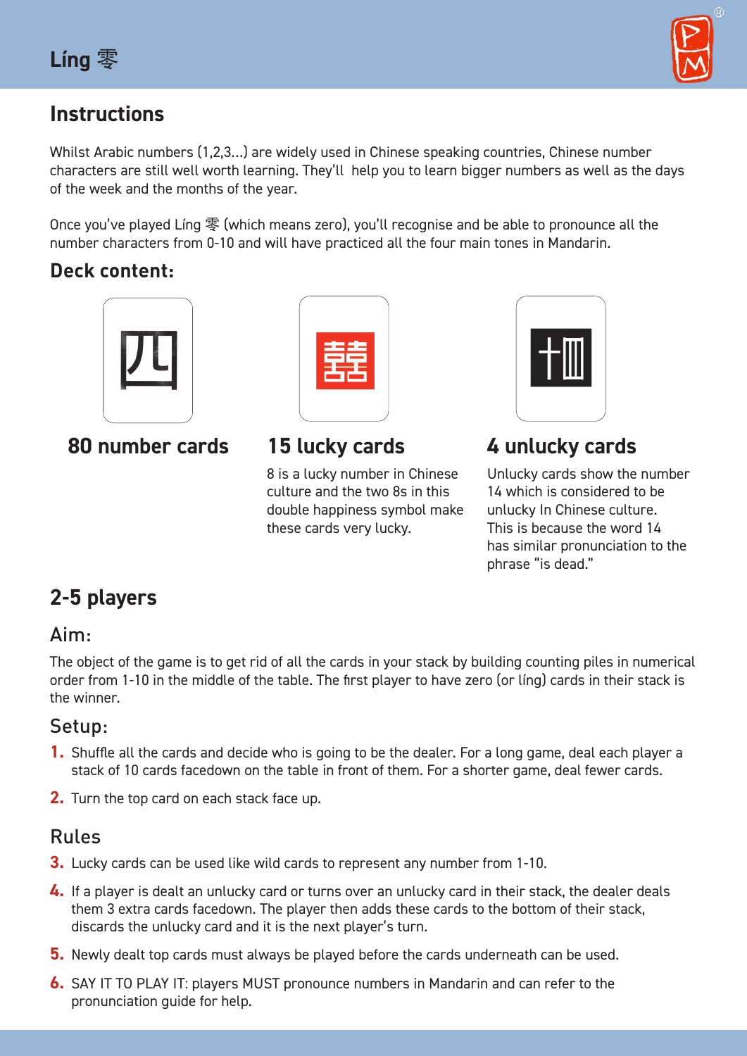# Líng 零

## Instructions

Whilst Arabic numbers (1,2,3...) are widely used in Chinese speaking countries, Chinese number characters are still well worth learning. They'll help you to learn bigger numbers as well as the days of the week and the months of the year.

Once you've played Líng 零 (which means zero), you'll recognise and be able to pronounce all the number characters from 0-10 and will have practiced all the four main tones in Mandarin.

### Deck content:

**80 number cards**

**15 lucky cards**

8 is a lucky number in Chinese culture and the two 8s in this double happiness symbol make these cards very lucky.

**4 unlucky cards**

Unlucky cards show the number 14 which is considered to be unlucky In Chinese culture. This is because the word 14 has similar pronunciation to the phrase "is dead."

## 2-5 players

### Aim:

The object of the game is to get rid of all the cards in your stack by building counting piles in numerical order from 1-10 in the middle of the table. The first player to have zero (or líng) cards in their stack is the winner.

### Setup:

1. Shuffle all the cards and decide who is going to be the dealer. For a long game, deal each player a stack of 10 cards facedown on the table in front of them. For a shorter game, deal fewer cards.
2. Turn the top card on each stack face up.

### Rules

3. Lucky cards can be used like wild cards to represent any number from 1-10.
4. If a player is dealt an unlucky card or turns over an unlucky card in their stack, the dealer deals them 3 extra cards facedown. The player then adds these cards to the bottom of their stack, discards the unlucky card and it is the next player's turn.
5. Newly dealt top cards must always be played before the cards underneath can be used.
6. SAY IT TO PLAY IT: players MUST pronounce numbers in Mandarin and can refer to the pronunciation guide for help.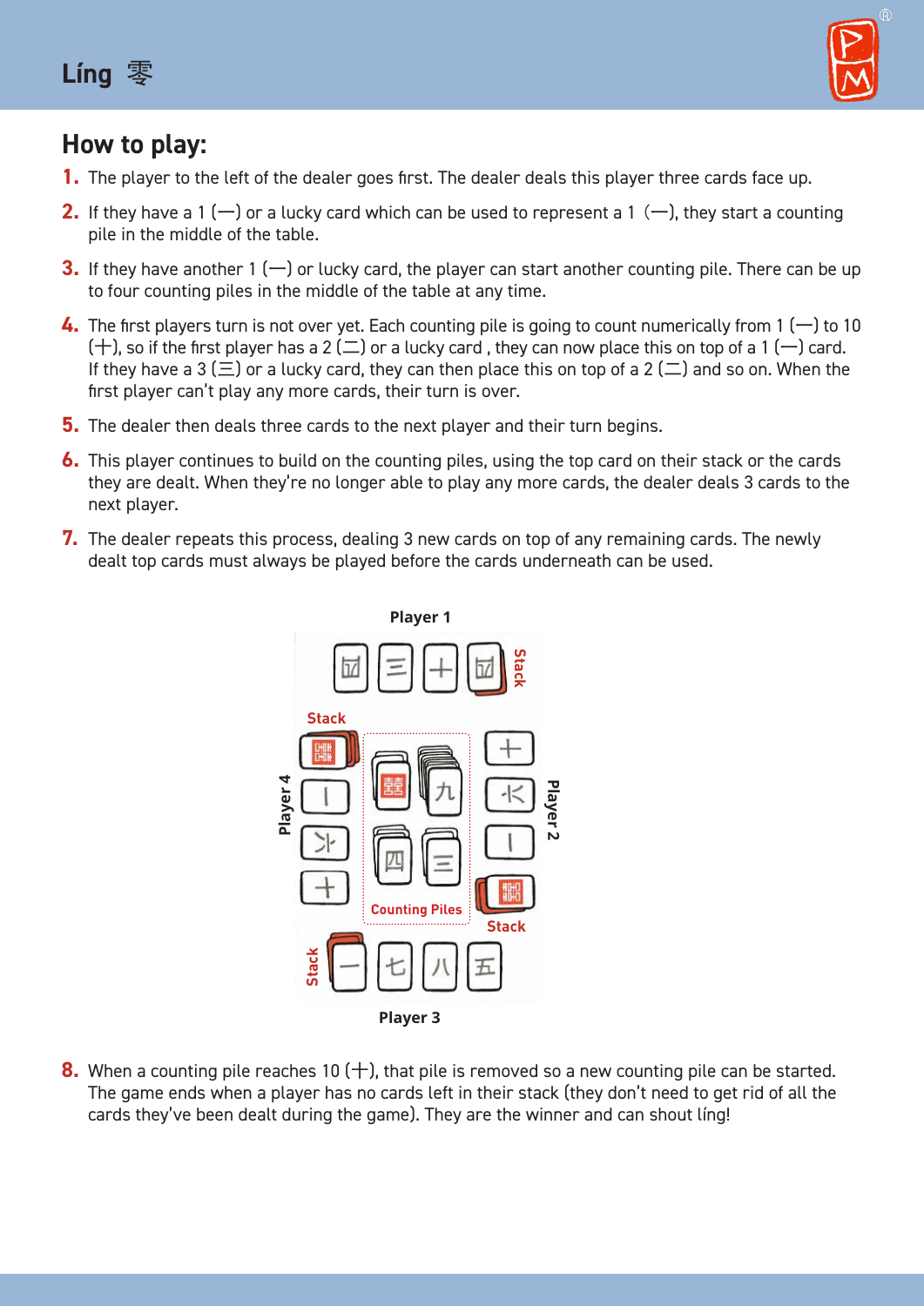# Líng 零

## How to play:

1. The player to the left of the dealer goes first. The dealer deals this player three cards face up.
2. If they have a 1 (一) or a lucky card which can be used to represent a 1 (一), they start a counting pile in the middle of the table.
3. If they have another 1 (一) or lucky card, the player can start another counting pile. There can be up to four counting piles in the middle of the table at any time.
4. The first players turn is not over yet. Each counting pile is going to count numerically from 1 (一) to 10 (十), so if the first player has a 2 (二) or a lucky card , they can now place this on top of a 1 (一) card. If they have a 3 (三) or a lucky card, they can then place this on top of a 2 (二) and so on. When the first player can't play any more cards, their turn is over.
5. The dealer then deals three cards to the next player and their turn begins.
6. This player continues to build on the counting piles, using the top card on their stack or the cards they are dealt. When they're no longer able to play any more cards, the dealer deals 3 cards to the next player.
7. The dealer repeats this process, dealing 3 new cards on top of any remaining cards. The newly dealt top cards must always be played before the cards underneath can be used.

Player 1

Stack

Player 4

Player 2

Counting Piles

Stack

Stack

Stack

Player 3

8. When a counting pile reaches 10 (十), that pile is removed so a new counting pile can be started. The game ends when a player has no cards left in their stack (they don't need to get rid of all the cards they've been dealt during the game). They are the winner and can shout líng!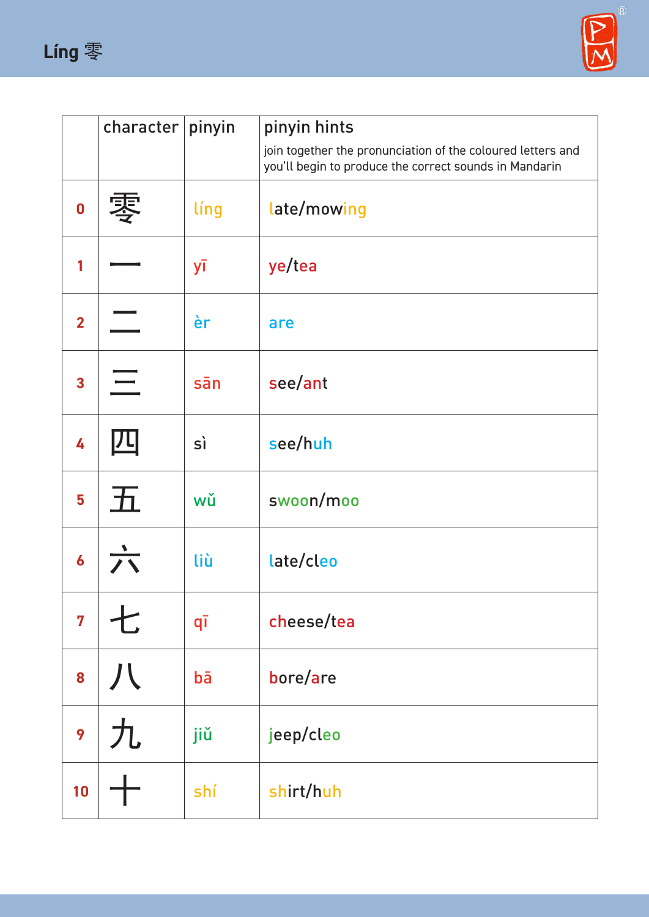# Líng 零

| | character | pinyin | pinyin hints<br>join together the pronunciation of the coloured letters and you'll begin to produce the correct sounds in Mandarin |
|---|---|---|---|
| 0 | 零 | líng | late/mowing |
| 1 | 一 | yī | ye/tea |
| 2 | 二 | èr | are |
| 3 | 三 | sān | see/ant |
| 4 | 四 | sì | see/huh |
| 5 | 五 | wǔ | swoon/moo |
| 6 | 六 | liù | late/cleo |
| 7 | 七 | qī | cheese/tea |
| 8 | 八 | bā | bore/are |
| 9 | 九 | jiǔ | jeep/cleo |
| 10 | 十 | shí | shirt/huh |